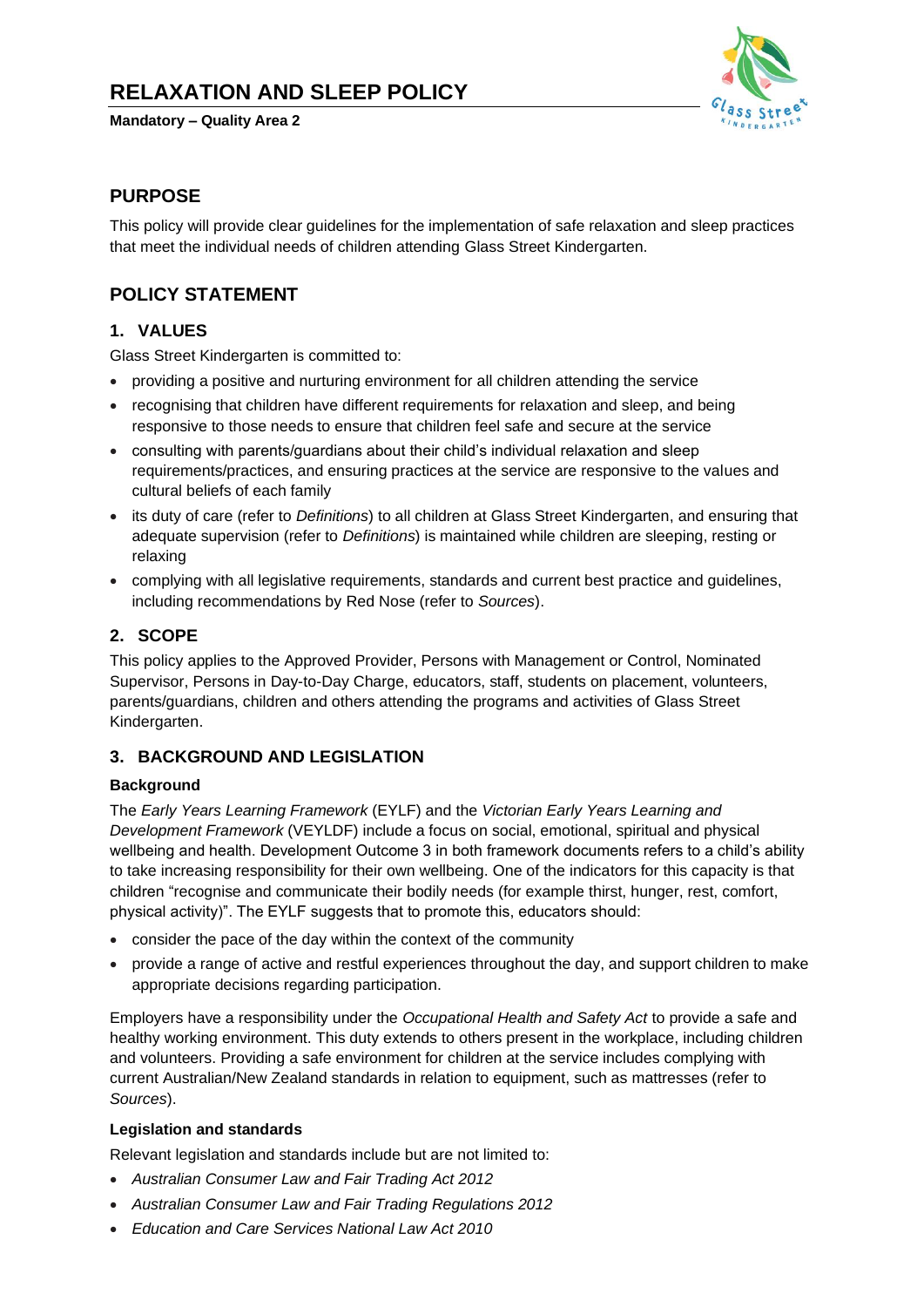# RELAXATION AND SLEEP POLICY

**Mandatory – Quality Area 2**

## PURPOSE

This policy will provide clear guidelines for the implementation of safe relaxation and sleep practices that meet the individual needs of children attending Glass Street Kindergarten.

## POLICY STATEMENT

### 1. VALUES

Glass Street Kindergarten is committed to:

- providing a positive and nurturing environment for all children attending the service
- recognising that children have different requirements for relaxation and sleep, and being responsive to those needs to ensure that children feel safe and secure at the service
- consulting with parents/guardians about their child's individual relaxation and sleep requirements/practices, and ensuring practices at the service are responsive to the values and cultural beliefs of each family
- its duty of care (refer to *Definitions*) to all children at Glass Street Kindergarten, and ensuring that adequate supervision (refer to *Definitions*) is maintained while children are sleeping, resting or relaxing
- complying with all legislative requirements, standards and current best practice and guidelines, including recommendations by Red Nose (refer to *Sources*).

### 2. SCOPE

This policy applies to the Approved Provider, Persons with Management or Control, Nominated Supervisor, Persons in Day-to-Day Charge, educators, staff, students on placement, volunteers, parents/guardians, children and others attending the programs and activities of Glass Street Kindergarten.

### 3. BACKGROUND AND LEGISLATION

**Background**

The *Early Years Learning Framework* (EYLF) and the *Victorian Early Years Learning and Development Framework* (VEYLDF) include a focus on social, emotional, spiritual and physical wellbeing and health. Development Outcome 3 in both framework documents refers to a child's ability to take increasing responsibility for their own wellbeing. One of the indicators for this capacity is that children "recognise and communicate their bodily needs (for example thirst, hunger, rest, comfort, physical activity)". The EYLF suggests that to promote this, educators should:

- consider the pace of the day within the context of the community
- provide a range of active and restful experiences throughout the day, and support children to make appropriate decisions regarding participation.

Employers have a responsibility under the *Occupational Health and Safety Act* to provide a safe and healthy working environment. This duty extends to others present in the workplace, including children and volunteers. Providing a safe environment for children at the service includes complying with current Australian/New Zealand standards in relation to equipment, such as mattresses (refer to *Sources*).

**Legislation and standards**

Relevant legislation and standards include but are not limited to:

- *Australian Consumer Law and Fair Trading Act 2012*
- *Australian Consumer Law and Fair Trading Regulations 2012*
- *Education and Care Services National Law Act 2010*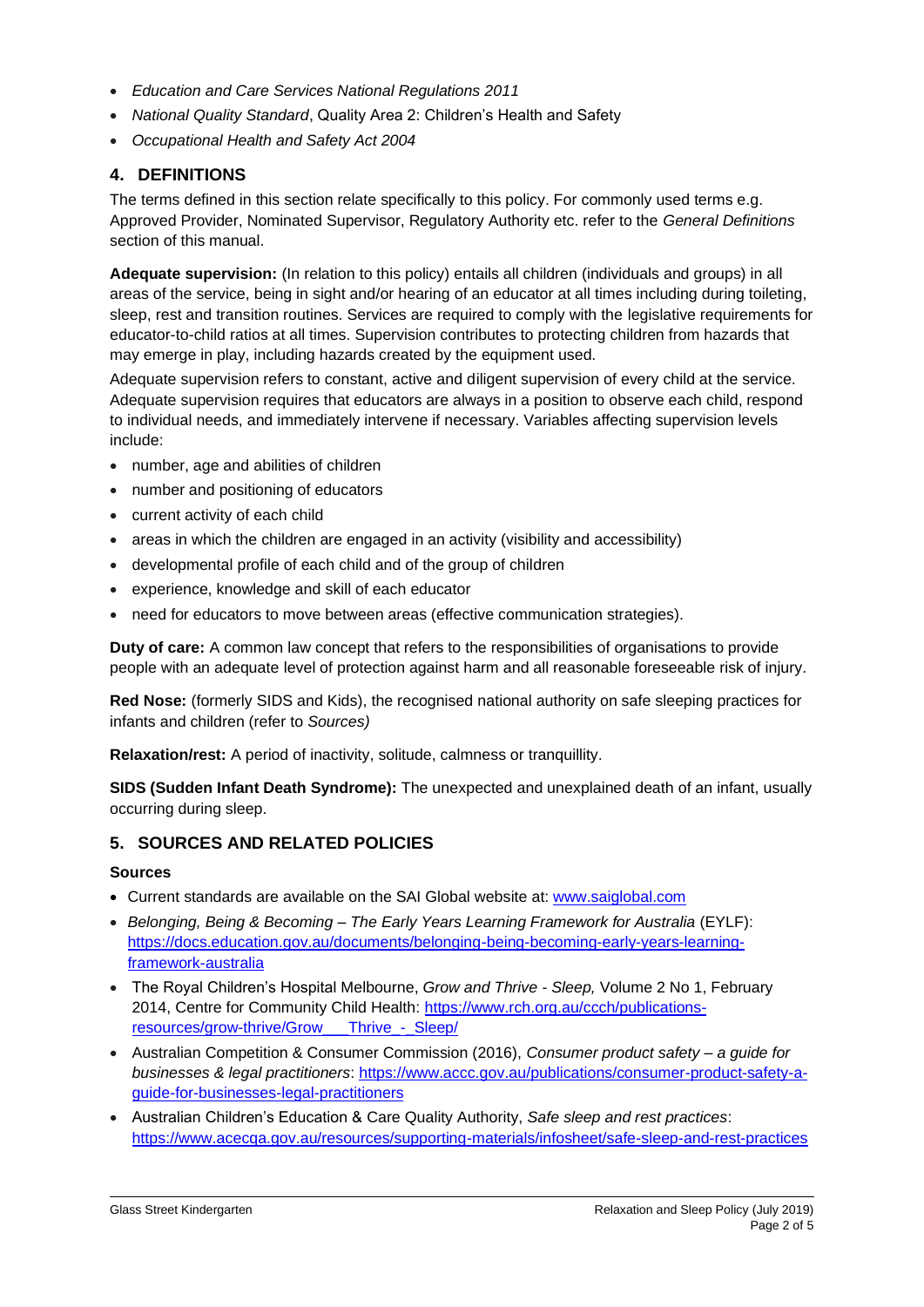- *Education and Care Services National Regulations 2011*
- *National Quality Standard*, Quality Area 2: Children's Health and Safety
- *Occupational Health and Safety Act 2004*

## 4. DEFINITIONS

The terms defined in this section relate specifically to this policy. For commonly used terms e.g. Approved Provider, Nominated Supervisor, Regulatory Authority etc. refer to the *General Definitions* section of this manual.

**Adequate supervision:** (In relation to this policy) entails all children (individuals and groups) in all areas of the service, being in sight and/or hearing of an educator at all times including during toileting, sleep, rest and transition routines. Services are required to comply with the legislative requirements for educator-to-child ratios at all times. Supervision contributes to protecting children from hazards that may emerge in play, including hazards created by the equipment used.

Adequate supervision refers to constant, active and diligent supervision of every child at the service. Adequate supervision requires that educators are always in a position to observe each child, respond to individual needs, and immediately intervene if necessary. Variables affecting supervision levels include:

- number, age and abilities of children
- number and positioning of educators
- current activity of each child
- areas in which the children are engaged in an activity (visibility and accessibility)
- developmental profile of each child and of the group of children
- experience, knowledge and skill of each educator
- need for educators to move between areas (effective communication strategies).

**Duty of care:** A common law concept that refers to the responsibilities of organisations to provide people with an adequate level of protection against harm and all reasonable foreseeable risk of injury.

**Red Nose:** (formerly SIDS and Kids), the recognised national authority on safe sleeping practices for infants and children (refer to *Sources)*

**Relaxation/rest:** A period of inactivity, solitude, calmness or tranquillity.

**SIDS (Sudden Infant Death Syndrome):** The unexpected and unexplained death of an infant, usually occurring during sleep.

## 5. SOURCES AND RELATED POLICIES

### Sources

- Current standards are available on the SAI Global website at: www.saiglobal.com
- *Belonging, Being & Becoming – The Early Years Learning Framework for Australia* (EYLF): https://docs.education.gov.au/documents/belonging-being-becoming-early-years-learning-framework-australia
- The Royal Children's Hospital Melbourne, *Grow and Thrive - Sleep,* Volume 2 No 1, February 2014, Centre for Community Child Health: https://www.rch.org.au/ccch/publications-resources/grow-thrive/Grow___Thrive_-_Sleep/
- Australian Competition & Consumer Commission (2016), *Consumer product safety – a guide for businesses & legal practitioners*: https://www.accc.gov.au/publications/consumer-product-safety-a-guide-for-businesses-legal-practitioners
- Australian Children's Education & Care Quality Authority, *Safe sleep and rest practices*: https://www.acecqa.gov.au/resources/supporting-materials/infosheet/safe-sleep-and-rest-practices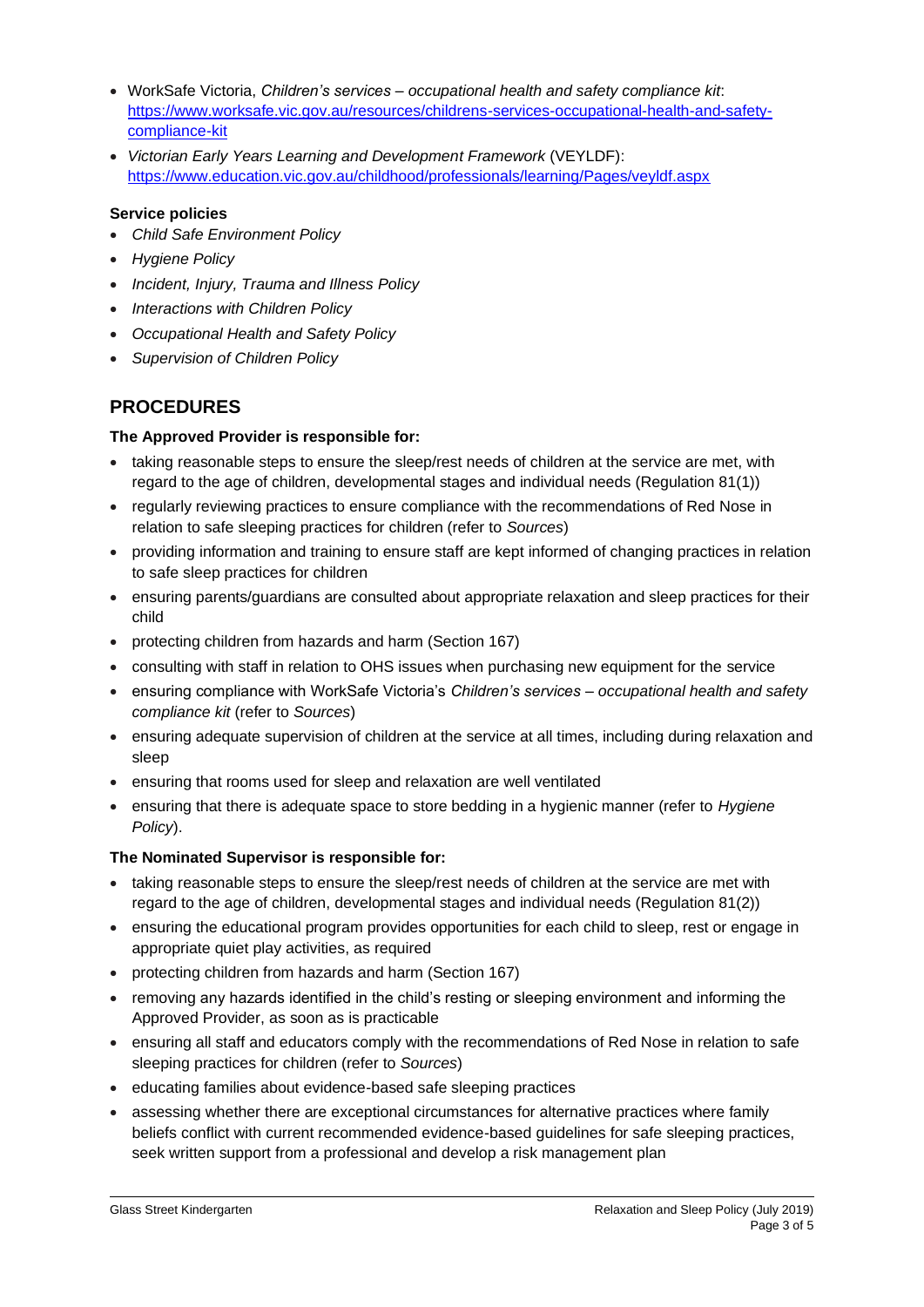- WorkSafe Victoria, *Children's services – occupational health and safety compliance kit*: https://www.worksafe.vic.gov.au/resources/childrens-services-occupational-health-and-safety-compliance-kit
- *Victorian Early Years Learning and Development Framework* (VEYLDF): https://www.education.vic.gov.au/childhood/professionals/learning/Pages/veyldf.aspx

**Service policies**

- *Child Safe Environment Policy*
- *Hygiene Policy*
- *Incident, Injury, Trauma and Illness Policy*
- *Interactions with Children Policy*
- *Occupational Health and Safety Policy*
- *Supervision of Children Policy*

## PROCEDURES

**The Approved Provider is responsible for:**

- taking reasonable steps to ensure the sleep/rest needs of children at the service are met, with regard to the age of children, developmental stages and individual needs (Regulation 81(1))
- regularly reviewing practices to ensure compliance with the recommendations of Red Nose in relation to safe sleeping practices for children (refer to *Sources*)
- providing information and training to ensure staff are kept informed of changing practices in relation to safe sleep practices for children
- ensuring parents/guardians are consulted about appropriate relaxation and sleep practices for their child
- protecting children from hazards and harm (Section 167)
- consulting with staff in relation to OHS issues when purchasing new equipment for the service
- ensuring compliance with WorkSafe Victoria's *Children's services – occupational health and safety compliance kit* (refer to *Sources*)
- ensuring adequate supervision of children at the service at all times, including during relaxation and sleep
- ensuring that rooms used for sleep and relaxation are well ventilated
- ensuring that there is adequate space to store bedding in a hygienic manner (refer to *Hygiene Policy*).

**The Nominated Supervisor is responsible for:**

- taking reasonable steps to ensure the sleep/rest needs of children at the service are met with regard to the age of children, developmental stages and individual needs (Regulation 81(2))
- ensuring the educational program provides opportunities for each child to sleep, rest or engage in appropriate quiet play activities, as required
- protecting children from hazards and harm (Section 167)
- removing any hazards identified in the child's resting or sleeping environment and informing the Approved Provider, as soon as is practicable
- ensuring all staff and educators comply with the recommendations of Red Nose in relation to safe sleeping practices for children (refer to *Sources*)
- educating families about evidence-based safe sleeping practices
- assessing whether there are exceptional circumstances for alternative practices where family beliefs conflict with current recommended evidence-based guidelines for safe sleeping practices, seek written support from a professional and develop a risk management plan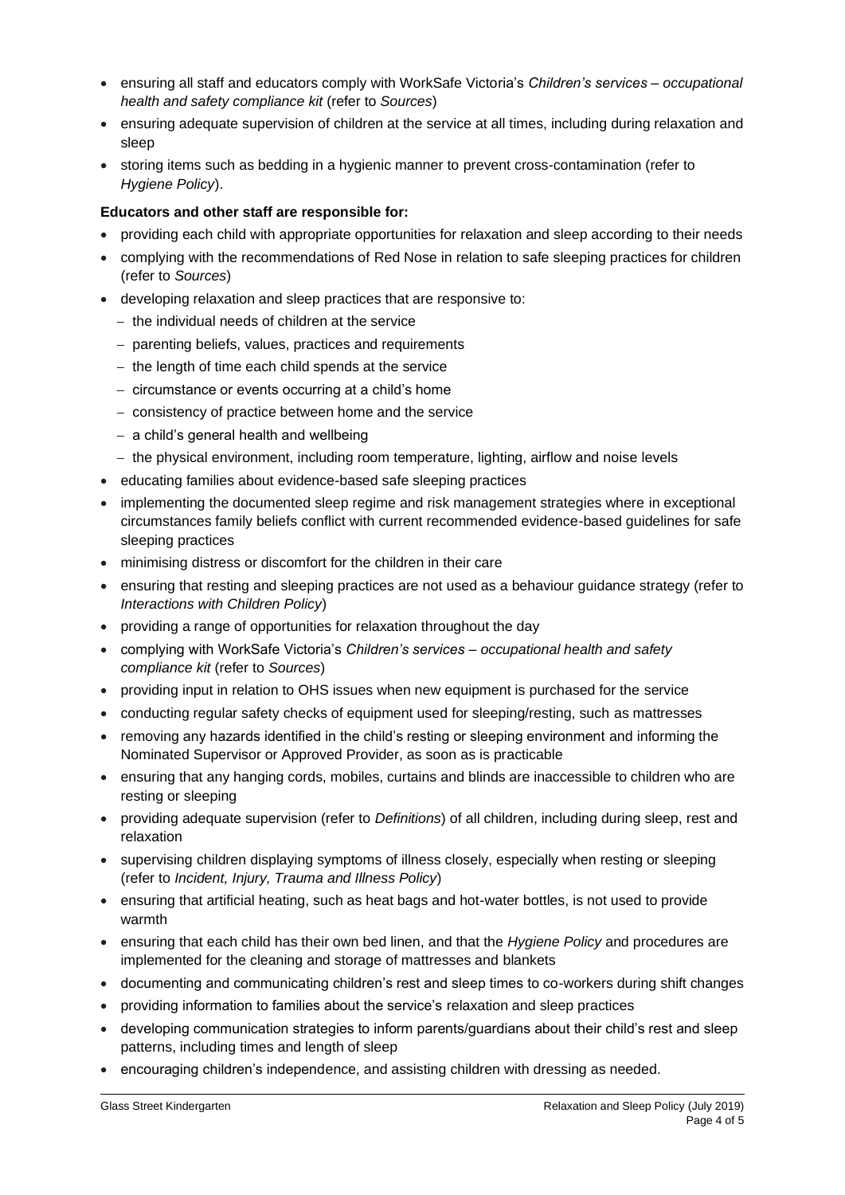- ensuring all staff and educators comply with WorkSafe Victoria's *Children's services – occupational health and safety compliance kit* (refer to *Sources*)
- ensuring adequate supervision of children at the service at all times, including during relaxation and sleep
- storing items such as bedding in a hygienic manner to prevent cross-contamination (refer to *Hygiene Policy*).

**Educators and other staff are responsible for:**

- providing each child with appropriate opportunities for relaxation and sleep according to their needs
- complying with the recommendations of Red Nose in relation to safe sleeping practices for children (refer to *Sources*)
- developing relaxation and sleep practices that are responsive to:
  - the individual needs of children at the service
  - parenting beliefs, values, practices and requirements
  - the length of time each child spends at the service
  - circumstance or events occurring at a child's home
  - consistency of practice between home and the service
  - a child's general health and wellbeing
  - the physical environment, including room temperature, lighting, airflow and noise levels
- educating families about evidence-based safe sleeping practices
- implementing the documented sleep regime and risk management strategies where in exceptional circumstances family beliefs conflict with current recommended evidence-based guidelines for safe sleeping practices
- minimising distress or discomfort for the children in their care
- ensuring that resting and sleeping practices are not used as a behaviour guidance strategy (refer to *Interactions with Children Policy*)
- providing a range of opportunities for relaxation throughout the day
- complying with WorkSafe Victoria's *Children's services – occupational health and safety compliance kit* (refer to *Sources*)
- providing input in relation to OHS issues when new equipment is purchased for the service
- conducting regular safety checks of equipment used for sleeping/resting, such as mattresses
- removing any hazards identified in the child's resting or sleeping environment and informing the Nominated Supervisor or Approved Provider, as soon as is practicable
- ensuring that any hanging cords, mobiles, curtains and blinds are inaccessible to children who are resting or sleeping
- providing adequate supervision (refer to *Definitions*) of all children, including during sleep, rest and relaxation
- supervising children displaying symptoms of illness closely, especially when resting or sleeping (refer to *Incident, Injury, Trauma and Illness Policy*)
- ensuring that artificial heating, such as heat bags and hot-water bottles, is not used to provide warmth
- ensuring that each child has their own bed linen, and that the *Hygiene Policy* and procedures are implemented for the cleaning and storage of mattresses and blankets
- documenting and communicating children's rest and sleep times to co-workers during shift changes
- providing information to families about the service's relaxation and sleep practices
- developing communication strategies to inform parents/guardians about their child's rest and sleep patterns, including times and length of sleep
- encouraging children's independence, and assisting children with dressing as needed.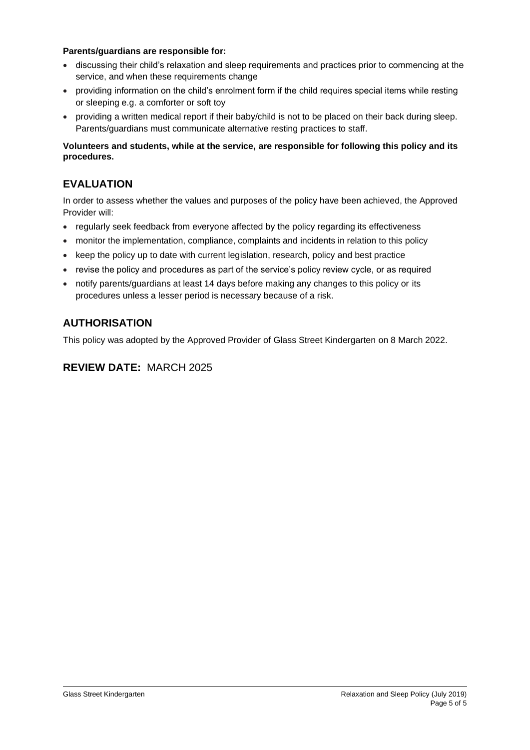**Parents/guardians are responsible for:**

- discussing their child's relaxation and sleep requirements and practices prior to commencing at the service, and when these requirements change
- providing information on the child's enrolment form if the child requires special items while resting or sleeping e.g. a comforter or soft toy
- providing a written medical report if their baby/child is not to be placed on their back during sleep. Parents/guardians must communicate alternative resting practices to staff.

**Volunteers and students, while at the service, are responsible for following this policy and its procedures.**

## EVALUATION

In order to assess whether the values and purposes of the policy have been achieved, the Approved Provider will:

- regularly seek feedback from everyone affected by the policy regarding its effectiveness
- monitor the implementation, compliance, complaints and incidents in relation to this policy
- keep the policy up to date with current legislation, research, policy and best practice
- revise the policy and procedures as part of the service's policy review cycle, or as required
- notify parents/guardians at least 14 days before making any changes to this policy or its procedures unless a lesser period is necessary because of a risk.

## AUTHORISATION

This policy was adopted by the Approved Provider of Glass Street Kindergarten on 8 March 2022.

## REVIEW DATE: MARCH 2025